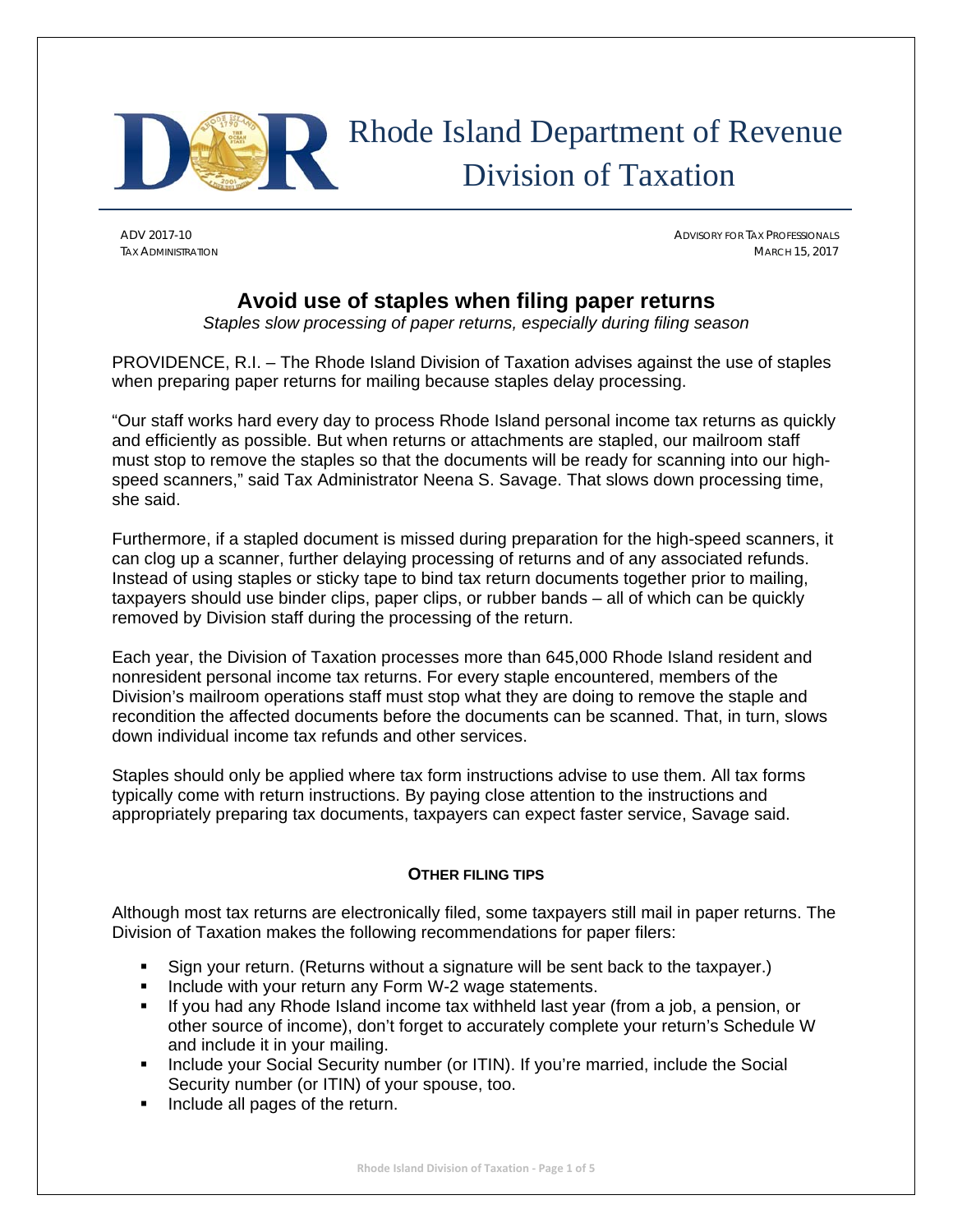# Rhode Island Department of Revenue Division of Taxation

ADV 2017-10
TAX ADMINISTRATION

ADVISORY FOR TAX PROFESSIONALS
MARCH 15, 2017

## Avoid use of staples when filing paper returns

*Staples slow processing of paper returns, especially during filing season*

PROVIDENCE, R.I. – The Rhode Island Division of Taxation advises against the use of staples when preparing paper returns for mailing because staples delay processing.

"Our staff works hard every day to process Rhode Island personal income tax returns as quickly and efficiently as possible. But when returns or attachments are stapled, our mailroom staff must stop to remove the staples so that the documents will be ready for scanning into our high-speed scanners," said Tax Administrator Neena S. Savage. That slows down processing time, she said.

Furthermore, if a stapled document is missed during preparation for the high-speed scanners, it can clog up a scanner, further delaying processing of returns and of any associated refunds. Instead of using staples or sticky tape to bind tax return documents together prior to mailing, taxpayers should use binder clips, paper clips, or rubber bands – all of which can be quickly removed by Division staff during the processing of the return.

Each year, the Division of Taxation processes more than 645,000 Rhode Island resident and nonresident personal income tax returns. For every staple encountered, members of the Division's mailroom operations staff must stop what they are doing to remove the staple and recondition the affected documents before the documents can be scanned. That, in turn, slows down individual income tax refunds and other services.

Staples should only be applied where tax form instructions advise to use them. All tax forms typically come with return instructions. By paying close attention to the instructions and appropriately preparing tax documents, taxpayers can expect faster service, Savage said.

### OTHER FILING TIPS

Although most tax returns are electronically filed, some taxpayers still mail in paper returns. The Division of Taxation makes the following recommendations for paper filers:

- Sign your return. (Returns without a signature will be sent back to the taxpayer.)
- Include with your return any Form W-2 wage statements.
- If you had any Rhode Island income tax withheld last year (from a job, a pension, or other source of income), don't forget to accurately complete your return's Schedule W and include it in your mailing.
- Include your Social Security number (or ITIN). If you're married, include the Social Security number (or ITIN) of your spouse, too.
- Include all pages of the return.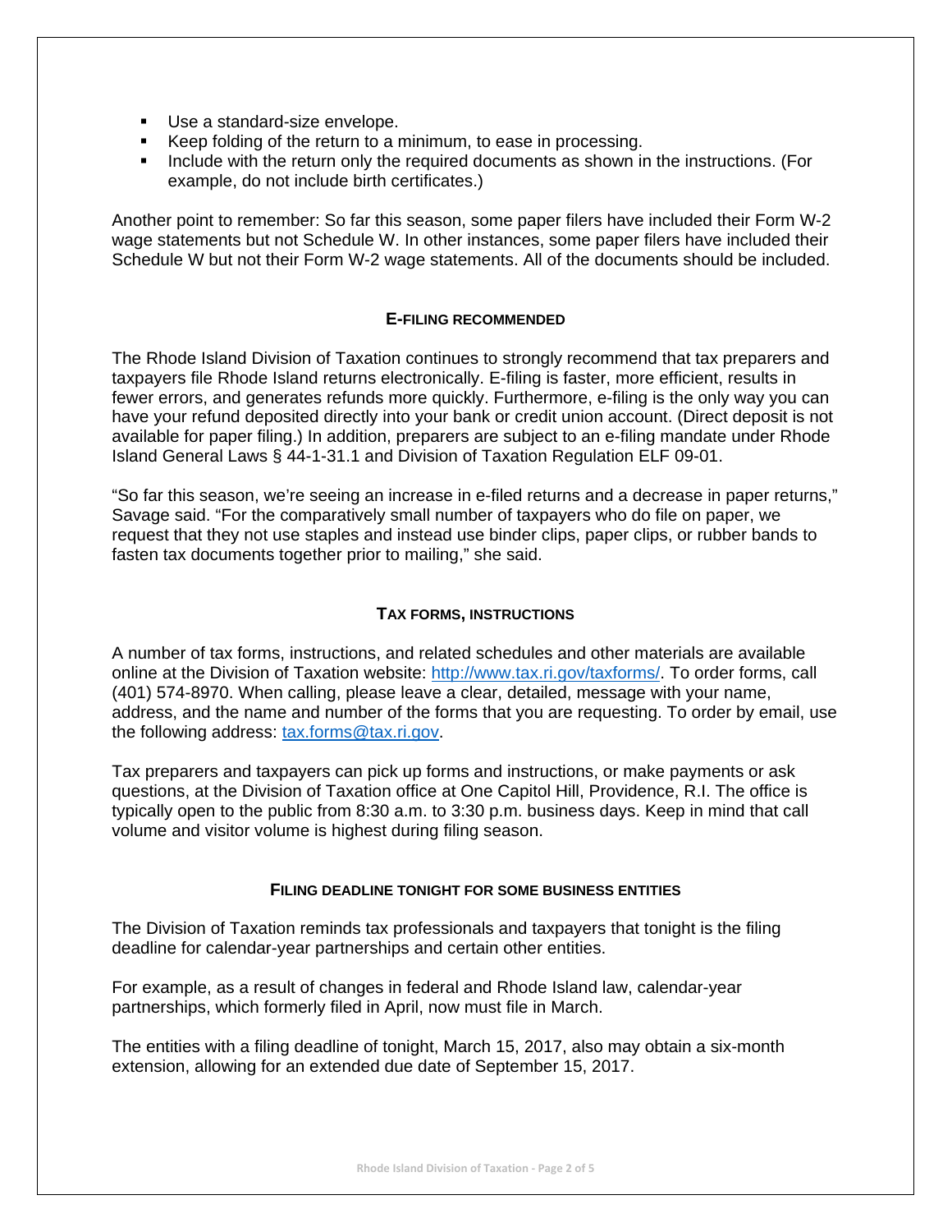- Use a standard-size envelope.
- Keep folding of the return to a minimum, to ease in processing.
- Include with the return only the required documents as shown in the instructions. (For example, do not include birth certificates.)

Another point to remember: So far this season, some paper filers have included their Form W-2 wage statements but not Schedule W. In other instances, some paper filers have included their Schedule W but not their Form W-2 wage statements. All of the documents should be included.

## E-FILING RECOMMENDED

The Rhode Island Division of Taxation continues to strongly recommend that tax preparers and taxpayers file Rhode Island returns electronically. E-filing is faster, more efficient, results in fewer errors, and generates refunds more quickly. Furthermore, e-filing is the only way you can have your refund deposited directly into your bank or credit union account. (Direct deposit is not available for paper filing.) In addition, preparers are subject to an e-filing mandate under Rhode Island General Laws § 44-1-31.1 and Division of Taxation Regulation ELF 09-01.

"So far this season, we're seeing an increase in e-filed returns and a decrease in paper returns," Savage said. "For the comparatively small number of taxpayers who do file on paper, we request that they not use staples and instead use binder clips, paper clips, or rubber bands to fasten tax documents together prior to mailing," she said.

## TAX FORMS, INSTRUCTIONS

A number of tax forms, instructions, and related schedules and other materials are available online at the Division of Taxation website: [http://www.tax.ri.gov/taxforms/](http://www.tax.ri.gov/taxforms/). To order forms, call (401) 574-8970. When calling, please leave a clear, detailed, message with your name, address, and the name and number of the forms that you are requesting. To order by email, use the following address: [tax.forms@tax.ri.gov](mailto:tax.forms@tax.ri.gov).

Tax preparers and taxpayers can pick up forms and instructions, or make payments or ask questions, at the Division of Taxation office at One Capitol Hill, Providence, R.I. The office is typically open to the public from 8:30 a.m. to 3:30 p.m. business days. Keep in mind that call volume and visitor volume is highest during filing season.

## FILING DEADLINE TONIGHT FOR SOME BUSINESS ENTITIES

The Division of Taxation reminds tax professionals and taxpayers that tonight is the filing deadline for calendar-year partnerships and certain other entities.

For example, as a result of changes in federal and Rhode Island law, calendar-year partnerships, which formerly filed in April, now must file in March.

The entities with a filing deadline of tonight, March 15, 2017, also may obtain a six-month extension, allowing for an extended due date of September 15, 2017.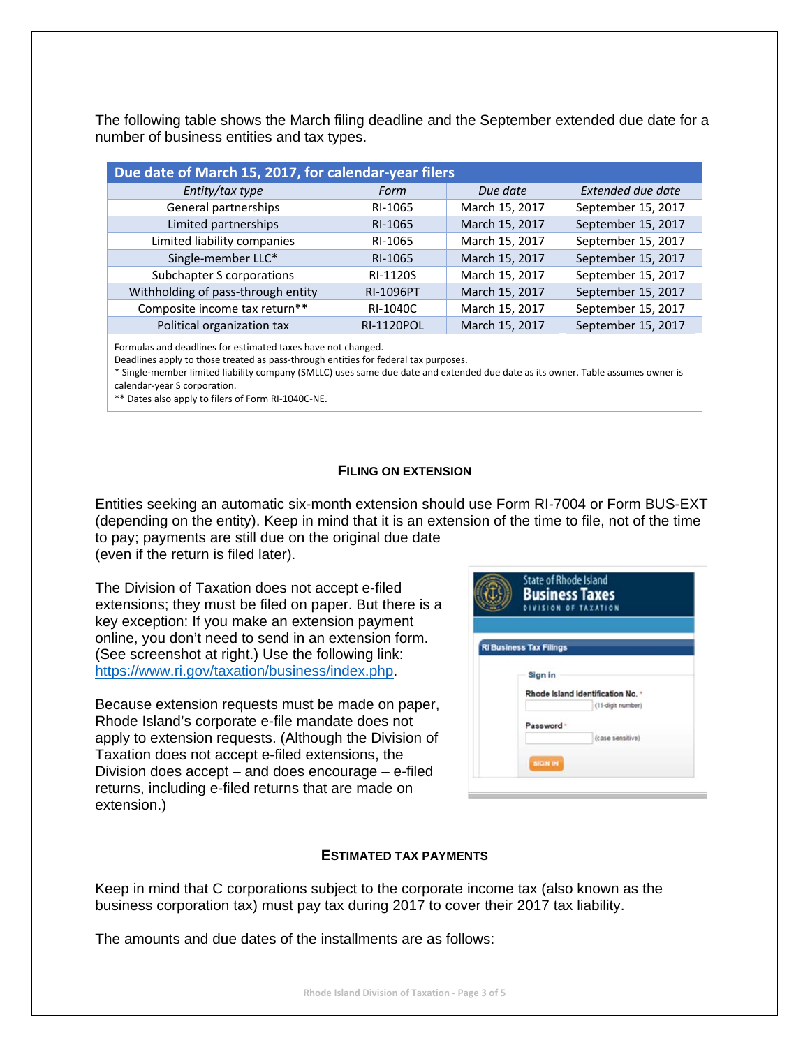The following table shows the March filing deadline and the September extended due date for a number of business entities and tax types.

| Due date of March 15, 2017, for calendar-year filers | | | |
|---|---|---|---|
| *Entity/tax type* | *Form* | *Due date* | *Extended due date* |
| General partnerships | RI-1065 | March 15, 2017 | September 15, 2017 |
| Limited partnerships | RI-1065 | March 15, 2017 | September 15, 2017 |
| Limited liability companies | RI-1065 | March 15, 2017 | September 15, 2017 |
| Single-member LLC* | RI-1065 | March 15, 2017 | September 15, 2017 |
| Subchapter S corporations | RI-1120S | March 15, 2017 | September 15, 2017 |
| Withholding of pass-through entity | RI-1096PT | March 15, 2017 | September 15, 2017 |
| Composite income tax return** | RI-1040C | March 15, 2017 | September 15, 2017 |
| Political organization tax | RI-1120POL | March 15, 2017 | September 15, 2017 |

Formulas and deadlines for estimated taxes have not changed.
Deadlines apply to those treated as pass-through entities for federal tax purposes.
* Single-member limited liability company (SMLLC) uses same due date and extended due date as its owner. Table assumes owner is calendar-year S corporation.
** Dates also apply to filers of Form RI-1040C-NE.

### FILING ON EXTENSION

Entities seeking an automatic six-month extension should use Form RI-7004 or Form BUS-EXT (depending on the entity). Keep in mind that it is an extension of the time to file, not of the time to pay; payments are still due on the original due date (even if the return is filed later).

The Division of Taxation does not accept e-filed extensions; they must be filed on paper. But there is a key exception: If you make an extension payment online, you don't need to send in an extension form. (See screenshot at right.) Use the following link: https://www.ri.gov/taxation/business/index.php.

Because extension requests must be made on paper, Rhode Island's corporate e-file mandate does not apply to extension requests. (Although the Division of Taxation does not accept e-filed extensions, the Division does accept – and does encourage – e-filed returns, including e-filed returns that are made on extension.)

State of Rhode Island
Business Taxes
DIVISION OF TAXATION

RI Business Tax Filings

Sign in

Rhode Island Identification No. * (11-digit number)

Password * (case sensitive)

SIGN IN

### ESTIMATED TAX PAYMENTS

Keep in mind that C corporations subject to the corporate income tax (also known as the business corporation tax) must pay tax during 2017 to cover their 2017 tax liability.

The amounts and due dates of the installments are as follows: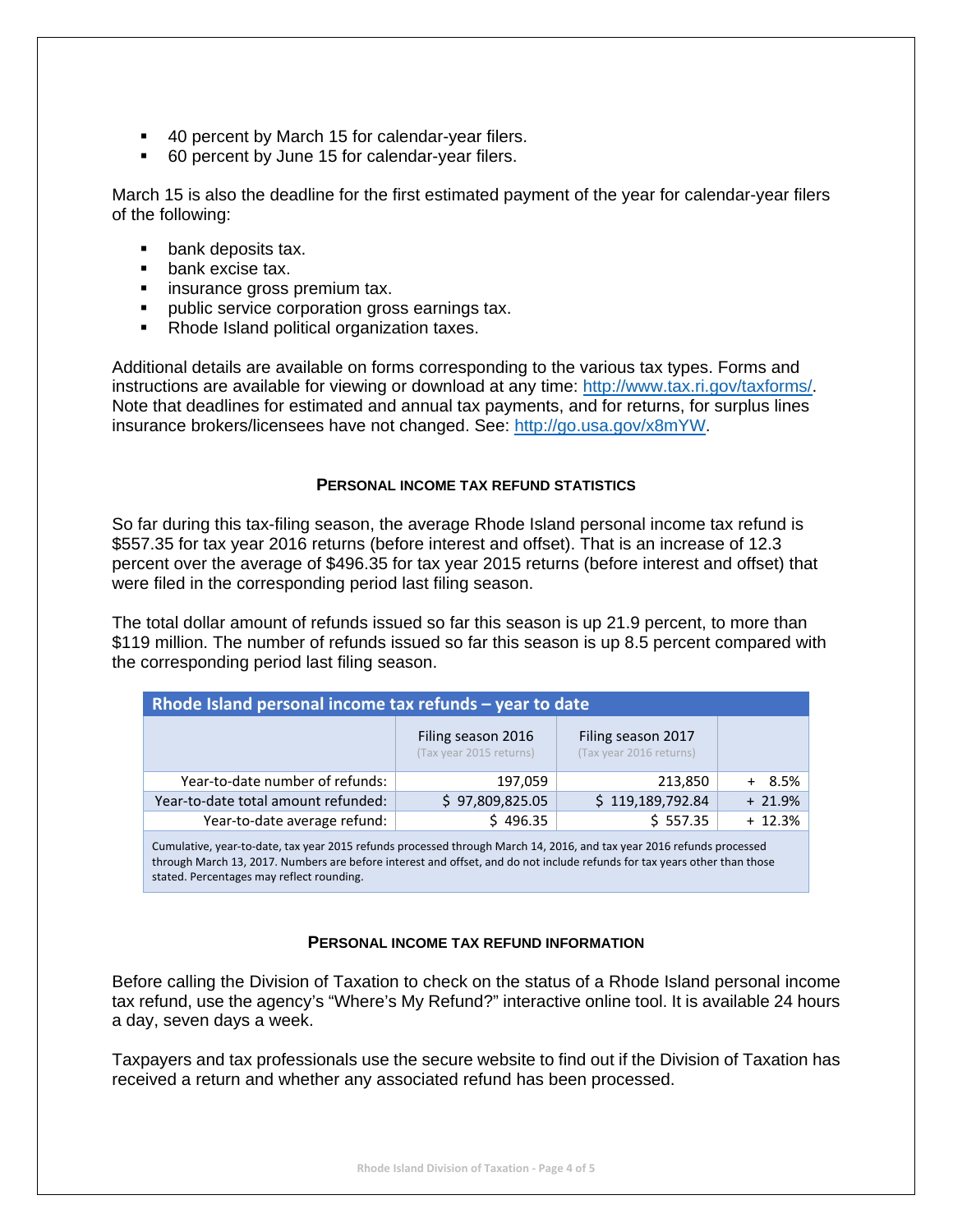- 40 percent by March 15 for calendar-year filers.
- 60 percent by June 15 for calendar-year filers.

March 15 is also the deadline for the first estimated payment of the year for calendar-year filers of the following:

- bank deposits tax.
- bank excise tax.
- insurance gross premium tax.
- public service corporation gross earnings tax.
- Rhode Island political organization taxes.

Additional details are available on forms corresponding to the various tax types. Forms and instructions are available for viewing or download at any time: http://www.tax.ri.gov/taxforms/. Note that deadlines for estimated and annual tax payments, and for returns, for surplus lines insurance brokers/licensees have not changed. See: http://go.usa.gov/x8mYW.

## Personal Income Tax Refund Statistics

So far during this tax-filing season, the average Rhode Island personal income tax refund is $557.35 for tax year 2016 returns (before interest and offset). That is an increase of 12.3 percent over the average of $496.35 for tax year 2015 returns (before interest and offset) that were filed in the corresponding period last filing season.

The total dollar amount of refunds issued so far this season is up 21.9 percent, to more than $119 million. The number of refunds issued so far this season is up 8.5 percent compared with the corresponding period last filing season.

**Rhode Island personal income tax refunds – year to date**

| | Filing season 2016 (Tax year 2015 returns) | Filing season 2017 (Tax year 2016 returns) | |
|---|---|---|---|
| Year-to-date number of refunds: | 197,059 | 213,850 | + 8.5% |
| Year-to-date total amount refunded: | $ 97,809,825.05 | $ 119,189,792.84 | + 21.9% |
| Year-to-date average refund: | $ 496.35 | $ 557.35 | + 12.3% |

Cumulative, year-to-date, tax year 2015 refunds processed through March 14, 2016, and tax year 2016 refunds processed through March 13, 2017. Numbers are before interest and offset, and do not include refunds for tax years other than those stated. Percentages may reflect rounding.

## Personal Income Tax Refund Information

Before calling the Division of Taxation to check on the status of a Rhode Island personal income tax refund, use the agency's "Where's My Refund?" interactive online tool. It is available 24 hours a day, seven days a week.

Taxpayers and tax professionals use the secure website to find out if the Division of Taxation has received a return and whether any associated refund has been processed.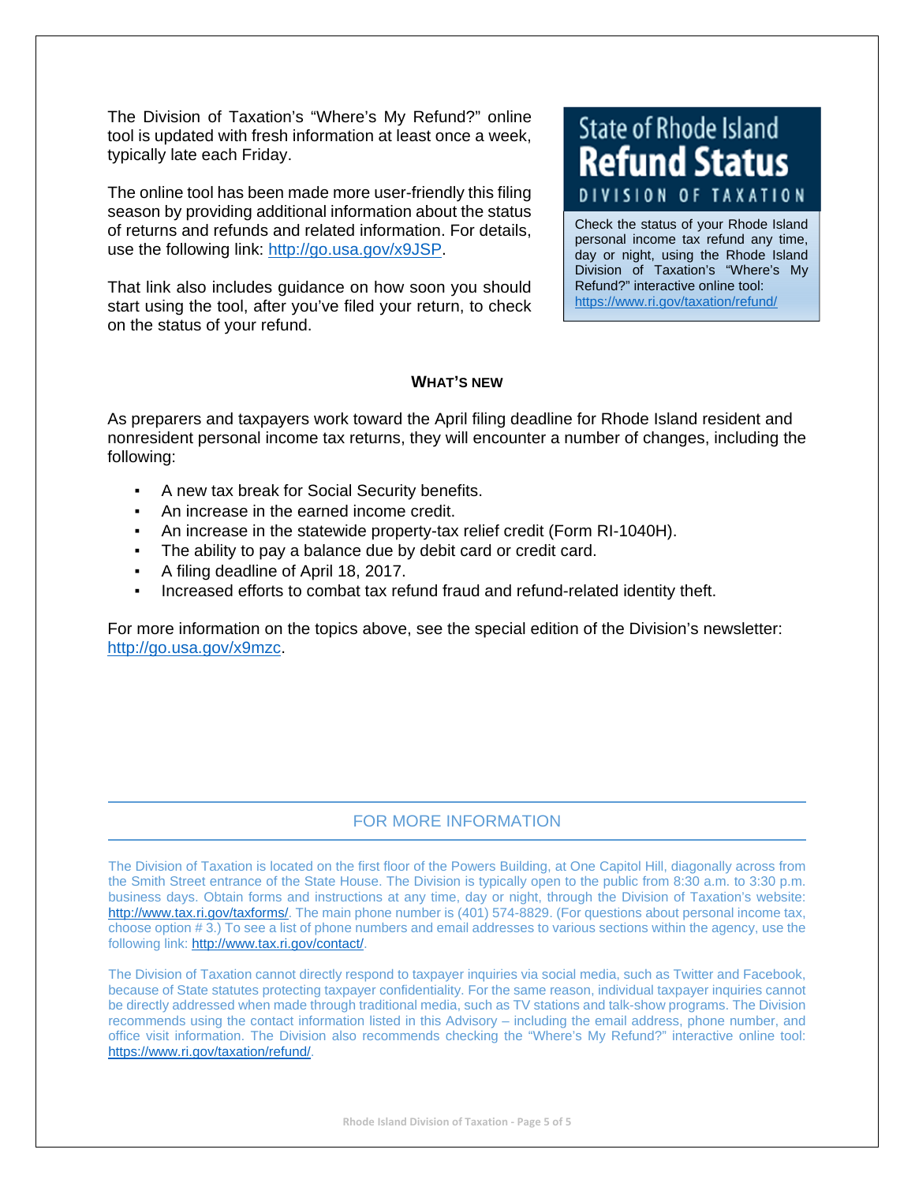The Division of Taxation's "Where's My Refund?" online tool is updated with fresh information at least once a week, typically late each Friday.

The online tool has been made more user-friendly this filing season by providing additional information about the status of returns and refunds and related information. For details, use the following link: http://go.usa.gov/x9JSP.

That link also includes guidance on how soon you should start using the tool, after you've filed your return, to check on the status of your refund.

State of Rhode Island
**Refund Status**
DIVISION OF TAXATION

Check the status of your Rhode Island personal income tax refund any time, day or night, using the Rhode Island Division of Taxation's "Where's My Refund?" interactive online tool: https://www.ri.gov/taxation/refund/

## WHAT'S NEW

As preparers and taxpayers work toward the April filing deadline for Rhode Island resident and nonresident personal income tax returns, they will encounter a number of changes, including the following:

- A new tax break for Social Security benefits.
- An increase in the earned income credit.
- An increase in the statewide property-tax relief credit (Form RI-1040H).
- The ability to pay a balance due by debit card or credit card.
- A filing deadline of April 18, 2017.
- Increased efforts to combat tax refund fraud and refund-related identity theft.

For more information on the topics above, see the special edition of the Division's newsletter: http://go.usa.gov/x9mzc.

## FOR MORE INFORMATION

The Division of Taxation is located on the first floor of the Powers Building, at One Capitol Hill, diagonally across from the Smith Street entrance of the State House. The Division is typically open to the public from 8:30 a.m. to 3:30 p.m. business days. Obtain forms and instructions at any time, day or night, through the Division of Taxation's website: http://www.tax.ri.gov/taxforms/. The main phone number is (401) 574-8829. (For questions about personal income tax, choose option # 3.) To see a list of phone numbers and email addresses to various sections within the agency, use the following link: http://www.tax.ri.gov/contact/.

The Division of Taxation cannot directly respond to taxpayer inquiries via social media, such as Twitter and Facebook, because of State statutes protecting taxpayer confidentiality. For the same reason, individual taxpayer inquiries cannot be directly addressed when made through traditional media, such as TV stations and talk-show programs. The Division recommends using the contact information listed in this Advisory – including the email address, phone number, and office visit information. The Division also recommends checking the "Where's My Refund?" interactive online tool: https://www.ri.gov/taxation/refund/.